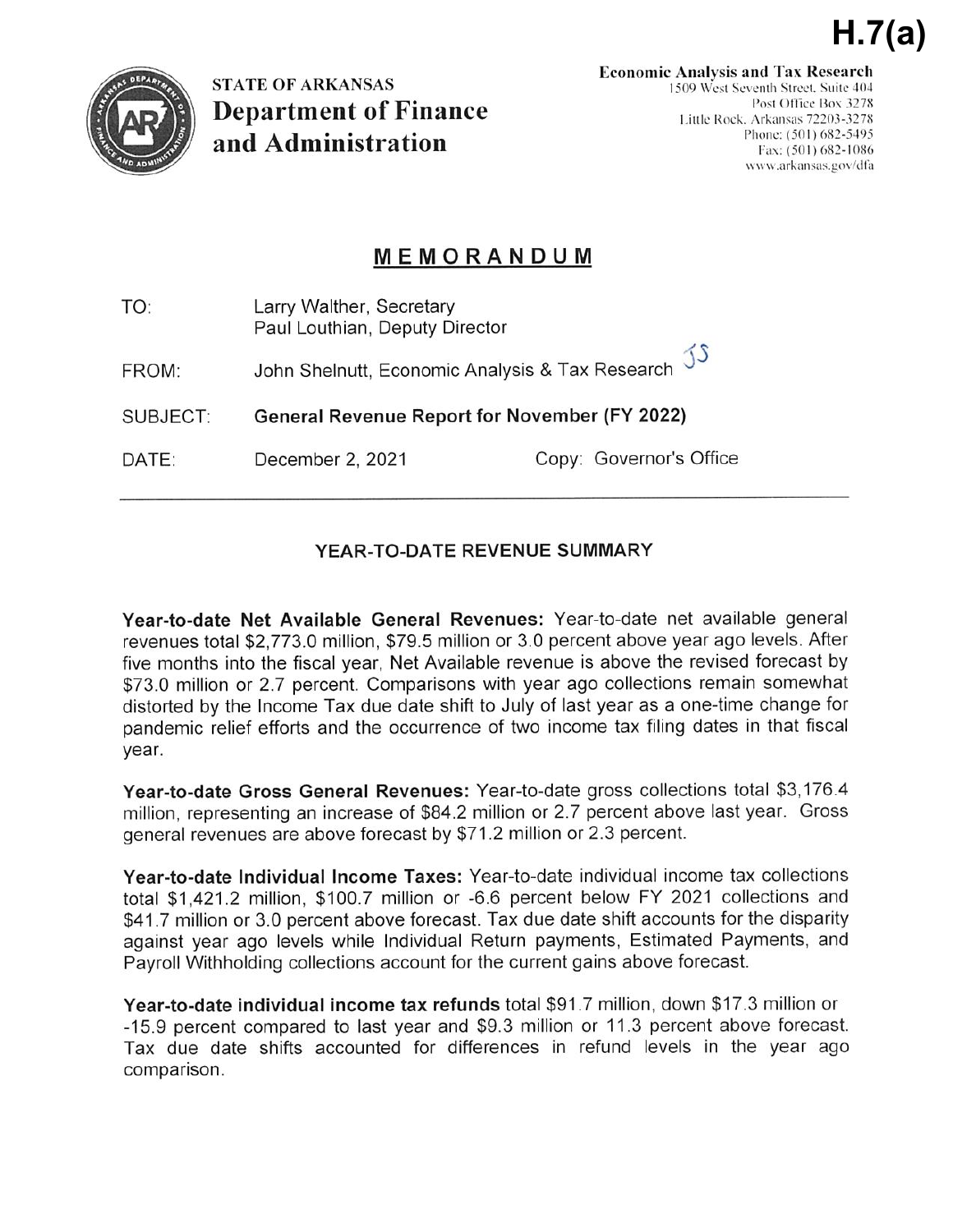**H.7(a)**

STATE OF ARKANSAS
**Department of Finance and Administration**

**Economic Analysis and Tax Research**
1509 West Seventh Street, Suite 404
Post Office Box 3278
Little Rock, Arkansas 72203-3278
Phone: (501) 682-5495
Fax: (501) 682-1086
www.arkansas.gov/dfa

# MEMORANDUM

| | |
|---|---|
| TO: | Larry Walther, Secretary<br>Paul Louthian, Deputy Director |
| FROM: | John Shelnutt, Economic Analysis & Tax Research JS |
| SUBJECT: | **General Revenue Report for November (FY 2022)** |
| DATE: | December 2, 2021 — Copy: Governor's Office |

---

## YEAR-TO-DATE REVENUE SUMMARY

**Year-to-date Net Available General Revenues:** Year-to-date net available general revenues total $2,773.0 million, $79.5 million or 3.0 percent above year ago levels. After five months into the fiscal year, Net Available revenue is above the revised forecast by $73.0 million or 2.7 percent. Comparisons with year ago collections remain somewhat distorted by the Income Tax due date shift to July of last year as a one-time change for pandemic relief efforts and the occurrence of two income tax filing dates in that fiscal year.

**Year-to-date Gross General Revenues:** Year-to-date gross collections total $3,176.4 million, representing an increase of $84.2 million or 2.7 percent above last year. Gross general revenues are above forecast by $71.2 million or 2.3 percent.

**Year-to-date Individual Income Taxes:** Year-to-date individual income tax collections total $1,421.2 million, $100.7 million or -6.6 percent below FY 2021 collections and $41.7 million or 3.0 percent above forecast. Tax due date shift accounts for the disparity against year ago levels while Individual Return payments, Estimated Payments, and Payroll Withholding collections account for the current gains above forecast.

**Year-to-date individual income tax refunds** total $91.7 million, down $17.3 million or -15.9 percent compared to last year and $9.3 million or 11.3 percent above forecast. Tax due date shifts accounted for differences in refund levels in the year ago comparison.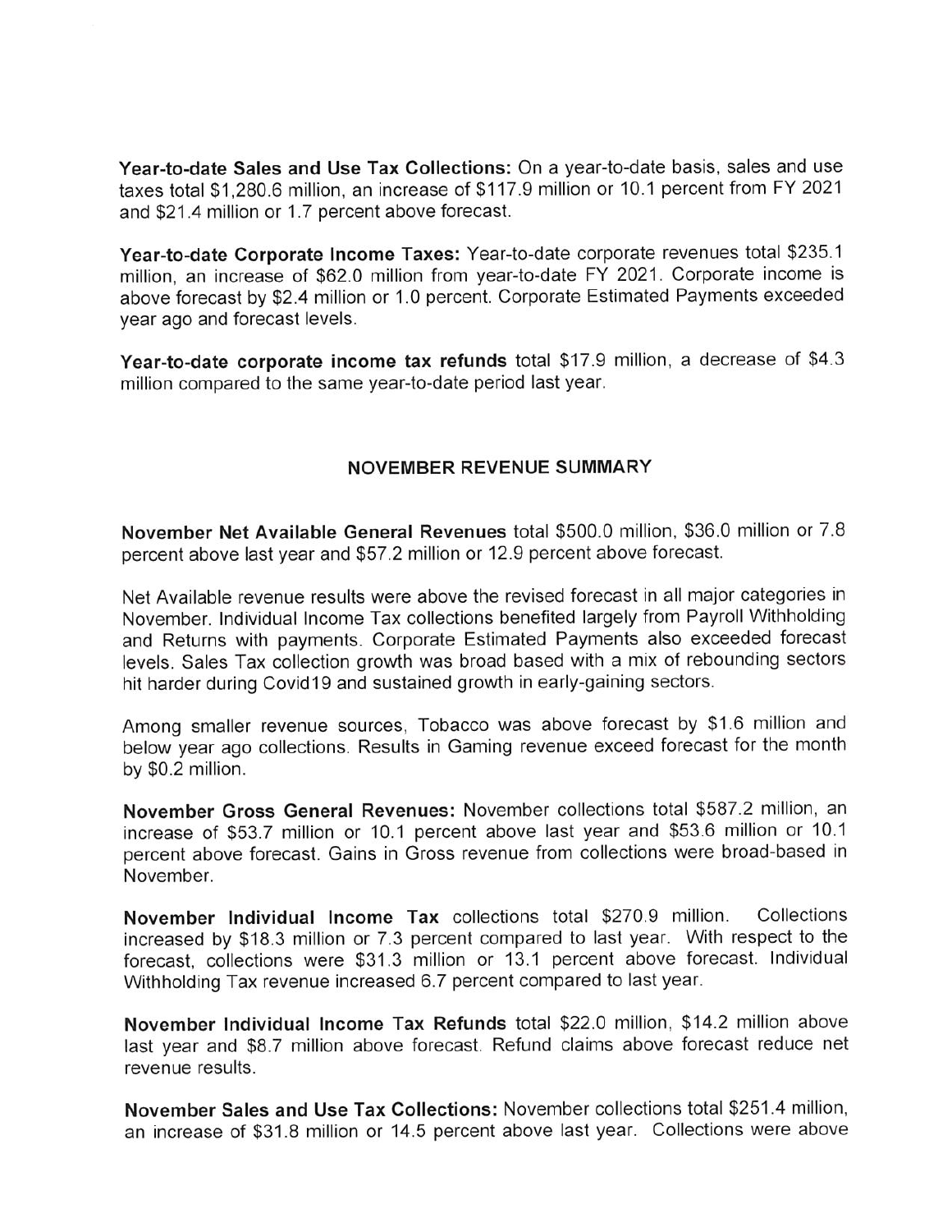**Year-to-date Sales and Use Tax Collections:** On a year-to-date basis, sales and use taxes total $1,280.6 million, an increase of $117.9 million or 10.1 percent from FY 2021 and $21.4 million or 1.7 percent above forecast.

**Year-to-date Corporate Income Taxes:** Year-to-date corporate revenues total $235.1 million, an increase of $62.0 million from year-to-date FY 2021. Corporate income is above forecast by $2.4 million or 1.0 percent. Corporate Estimated Payments exceeded year ago and forecast levels.

**Year-to-date corporate income tax refunds** total $17.9 million, a decrease of $4.3 million compared to the same year-to-date period last year.

## NOVEMBER REVENUE SUMMARY

**November Net Available General Revenues** total $500.0 million, $36.0 million or 7.8 percent above last year and $57.2 million or 12.9 percent above forecast.

Net Available revenue results were above the revised forecast in all major categories in November. Individual Income Tax collections benefited largely from Payroll Withholding and Returns with payments. Corporate Estimated Payments also exceeded forecast levels. Sales Tax collection growth was broad based with a mix of rebounding sectors hit harder during Covid19 and sustained growth in early-gaining sectors.

Among smaller revenue sources, Tobacco was above forecast by $1.6 million and below year ago collections. Results in Gaming revenue exceed forecast for the month by $0.2 million.

**November Gross General Revenues:** November collections total $587.2 million, an increase of $53.7 million or 10.1 percent above last year and $53.6 million or 10.1 percent above forecast. Gains in Gross revenue from collections were broad-based in November.

**November Individual Income Tax** collections total $270.9 million. Collections increased by $18.3 million or 7.3 percent compared to last year. With respect to the forecast, collections were $31.3 million or 13.1 percent above forecast. Individual Withholding Tax revenue increased 6.7 percent compared to last year.

**November Individual Income Tax Refunds** total $22.0 million, $14.2 million above last year and $8.7 million above forecast. Refund claims above forecast reduce net revenue results.

**November Sales and Use Tax Collections:** November collections total $251.4 million, an increase of $31.8 million or 14.5 percent above last year. Collections were above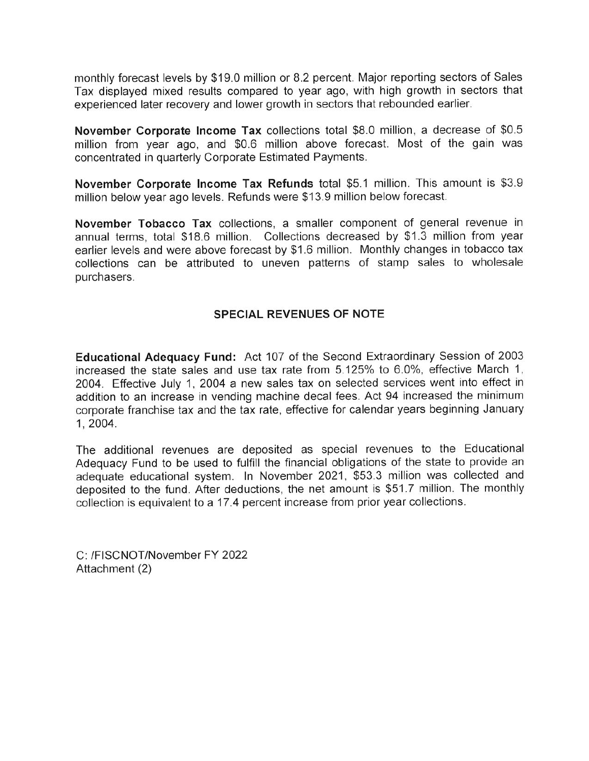monthly forecast levels by $19.0 million or 8.2 percent. Major reporting sectors of Sales Tax displayed mixed results compared to year ago, with high growth in sectors that experienced later recovery and lower growth in sectors that rebounded earlier.

**November Corporate Income Tax** collections total $8.0 million, a decrease of $0.5 million from year ago, and $0.6 million above forecast. Most of the gain was concentrated in quarterly Corporate Estimated Payments.

**November Corporate Income Tax Refunds** total $5.1 million. This amount is $3.9 million below year ago levels. Refunds were $13.9 million below forecast.

**November Tobacco Tax** collections, a smaller component of general revenue in annual terms, total $18.6 million. Collections decreased by $1.3 million from year earlier levels and were above forecast by $1.6 million. Monthly changes in tobacco tax collections can be attributed to uneven patterns of stamp sales to wholesale purchasers.

## SPECIAL REVENUES OF NOTE

**Educational Adequacy Fund:** Act 107 of the Second Extraordinary Session of 2003 increased the state sales and use tax rate from 5.125% to 6.0%, effective March 1, 2004. Effective July 1, 2004 a new sales tax on selected services went into effect in addition to an increase in vending machine decal fees. Act 94 increased the minimum corporate franchise tax and the tax rate, effective for calendar years beginning January 1, 2004.

The additional revenues are deposited as special revenues to the Educational Adequacy Fund to be used to fulfill the financial obligations of the state to provide an adequate educational system. In November 2021, $53.3 million was collected and deposited to the fund. After deductions, the net amount is $51.7 million. The monthly collection is equivalent to a 17.4 percent increase from prior year collections.

C: /FISCNOT/November FY 2022
Attachment (2)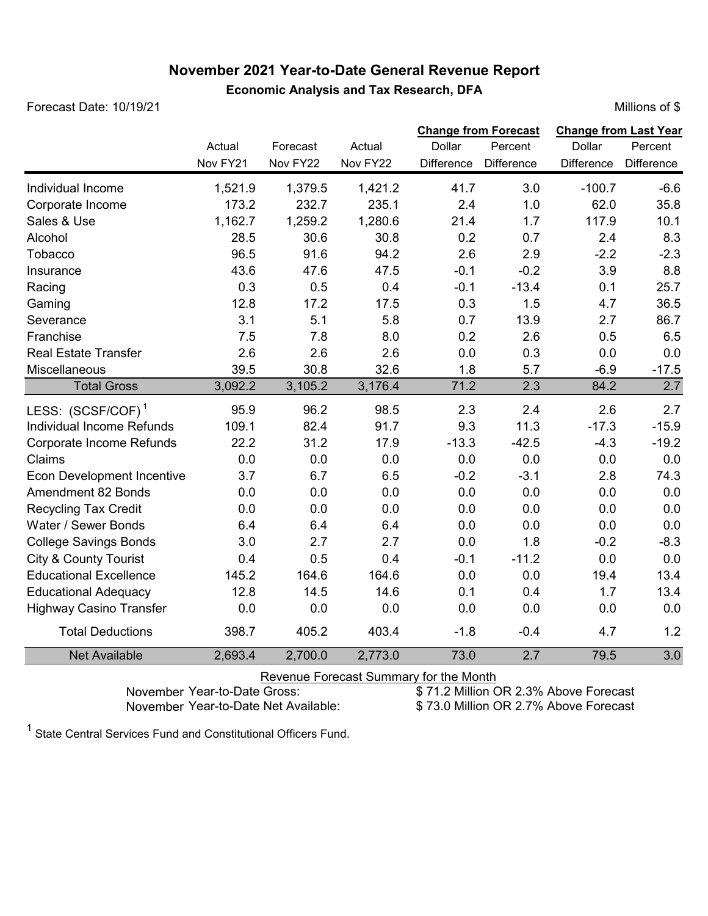# November 2021 Year-to-Date General Revenue Report

**Economic Analysis and Tax Research, DFA**

Forecast Date: 10/19/21

Millions of $

| | Actual | Forecast | Actual | Change from Forecast | | Change from Last Year | |
|---|---|---|---|---|---|---|---|
| | Nov FY21 | Nov FY22 | Nov FY22 | Dollar Difference | Percent Difference | Dollar Difference | Percent Difference |
| Individual Income | 1,521.9 | 1,379.5 | 1,421.2 | 41.7 | 3.0 | -100.7 | -6.6 |
| Corporate Income | 173.2 | 232.7 | 235.1 | 2.4 | 1.0 | 62.0 | 35.8 |
| Sales & Use | 1,162.7 | 1,259.2 | 1,280.6 | 21.4 | 1.7 | 117.9 | 10.1 |
| Alcohol | 28.5 | 30.6 | 30.8 | 0.2 | 0.7 | 2.4 | 8.3 |
| Tobacco | 96.5 | 91.6 | 94.2 | 2.6 | 2.9 | -2.2 | -2.3 |
| Insurance | 43.6 | 47.6 | 47.5 | -0.1 | -0.2 | 3.9 | 8.8 |
| Racing | 0.3 | 0.5 | 0.4 | -0.1 | -13.4 | 0.1 | 25.7 |
| Gaming | 12.8 | 17.2 | 17.5 | 0.3 | 1.5 | 4.7 | 36.5 |
| Severance | 3.1 | 5.1 | 5.8 | 0.7 | 13.9 | 2.7 | 86.7 |
| Franchise | 7.5 | 7.8 | 8.0 | 0.2 | 2.6 | 0.5 | 6.5 |
| Real Estate Transfer | 2.6 | 2.6 | 2.6 | 0.0 | 0.3 | 0.0 | 0.0 |
| Miscellaneous | 39.5 | 30.8 | 32.6 | 1.8 | 5.7 | -6.9 | -17.5 |
| Total Gross | 3,092.2 | 3,105.2 | 3,176.4 | 71.2 | 2.3 | 84.2 | 2.7 |
| LESS: (SCSF/COF) [1] | 95.9 | 96.2 | 98.5 | 2.3 | 2.4 | 2.6 | 2.7 |
| Individual Income Refunds | 109.1 | 82.4 | 91.7 | 9.3 | 11.3 | -17.3 | -15.9 |
| Corporate Income Refunds | 22.2 | 31.2 | 17.9 | -13.3 | -42.5 | -4.3 | -19.2 |
| Claims | 0.0 | 0.0 | 0.0 | 0.0 | 0.0 | 0.0 | 0.0 |
| Econ Development Incentive | 3.7 | 6.7 | 6.5 | -0.2 | -3.1 | 2.8 | 74.3 |
| Amendment 82 Bonds | 0.0 | 0.0 | 0.0 | 0.0 | 0.0 | 0.0 | 0.0 |
| Recycling Tax Credit | 0.0 | 0.0 | 0.0 | 0.0 | 0.0 | 0.0 | 0.0 |
| Water / Sewer Bonds | 6.4 | 6.4 | 6.4 | 0.0 | 0.0 | 0.0 | 0.0 |
| College Savings Bonds | 3.0 | 2.7 | 2.7 | 0.0 | 1.8 | -0.2 | -8.3 |
| City & County Tourist | 0.4 | 0.5 | 0.4 | -0.1 | -11.2 | 0.0 | 0.0 |
| Educational Excellence | 145.2 | 164.6 | 164.6 | 0.0 | 0.0 | 19.4 | 13.4 |
| Educational Adequacy | 12.8 | 14.5 | 14.6 | 0.1 | 0.4 | 1.7 | 13.4 |
| Highway Casino Transfer | 0.0 | 0.0 | 0.0 | 0.0 | 0.0 | 0.0 | 0.0 |
| Total Deductions | 398.7 | 405.2 | 403.4 | -1.8 | -0.4 | 4.7 | 1.2 |
| Net Available | 2,693.4 | 2,700.0 | 2,773.0 | 73.0 | 2.7 | 79.5 | 3.0 |

Revenue Forecast Summary for the Month

November Year-to-Date Gross: $ 71.2 Million OR 2.3% Above Forecast

November Year-to-Date Net Available: $ 73.0 Million OR 2.7% Above Forecast

[1] State Central Services Fund and Constitutional Officers Fund.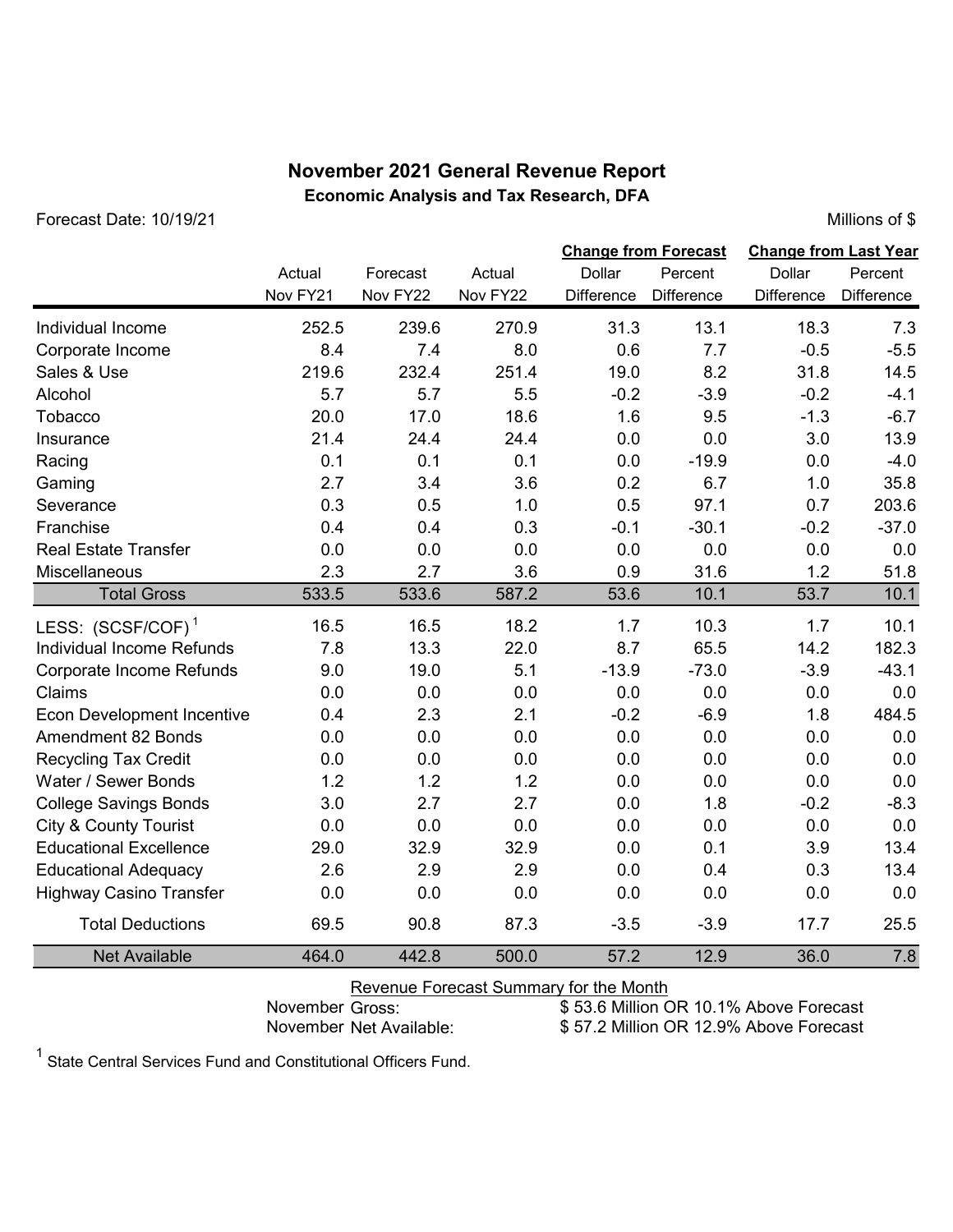# November 2021 General Revenue Report

**Economic Analysis and Tax Research, DFA**

Forecast Date: 10/19/21

Millions of $

| | Actual Nov FY21 | Forecast Nov FY22 | Actual Nov FY22 | Change from Forecast Dollar Difference | Change from Forecast Percent Difference | Change from Last Year Dollar Difference | Change from Last Year Percent Difference |
|---|---|---|---|---|---|---|---|
| Individual Income | 252.5 | 239.6 | 270.9 | 31.3 | 13.1 | 18.3 | 7.3 |
| Corporate Income | 8.4 | 7.4 | 8.0 | 0.6 | 7.7 | -0.5 | -5.5 |
| Sales & Use | 219.6 | 232.4 | 251.4 | 19.0 | 8.2 | 31.8 | 14.5 |
| Alcohol | 5.7 | 5.7 | 5.5 | -0.2 | -3.9 | -0.2 | -4.1 |
| Tobacco | 20.0 | 17.0 | 18.6 | 1.6 | 9.5 | -1.3 | -6.7 |
| Insurance | 21.4 | 24.4 | 24.4 | 0.0 | 0.0 | 3.0 | 13.9 |
| Racing | 0.1 | 0.1 | 0.1 | 0.0 | -19.9 | 0.0 | -4.0 |
| Gaming | 2.7 | 3.4 | 3.6 | 0.2 | 6.7 | 1.0 | 35.8 |
| Severance | 0.3 | 0.5 | 1.0 | 0.5 | 97.1 | 0.7 | 203.6 |
| Franchise | 0.4 | 0.4 | 0.3 | -0.1 | -30.1 | -0.2 | -37.0 |
| Real Estate Transfer | 0.0 | 0.0 | 0.0 | 0.0 | 0.0 | 0.0 | 0.0 |
| Miscellaneous | 2.3 | 2.7 | 3.6 | 0.9 | 31.6 | 1.2 | 51.8 |
| **Total Gross** | 533.5 | 533.6 | 587.2 | 53.6 | 10.1 | 53.7 | 10.1 |
| LESS: (SCSF/COF)[1] | 16.5 | 16.5 | 18.2 | 1.7 | 10.3 | 1.7 | 10.1 |
| Individual Income Refunds | 7.8 | 13.3 | 22.0 | 8.7 | 65.5 | 14.2 | 182.3 |
| Corporate Income Refunds | 9.0 | 19.0 | 5.1 | -13.9 | -73.0 | -3.9 | -43.1 |
| Claims | 0.0 | 0.0 | 0.0 | 0.0 | 0.0 | 0.0 | 0.0 |
| Econ Development Incentive | 0.4 | 2.3 | 2.1 | -0.2 | -6.9 | 1.8 | 484.5 |
| Amendment 82 Bonds | 0.0 | 0.0 | 0.0 | 0.0 | 0.0 | 0.0 | 0.0 |
| Recycling Tax Credit | 0.0 | 0.0 | 0.0 | 0.0 | 0.0 | 0.0 | 0.0 |
| Water / Sewer Bonds | 1.2 | 1.2 | 1.2 | 0.0 | 0.0 | 0.0 | 0.0 |
| College Savings Bonds | 3.0 | 2.7 | 2.7 | 0.0 | 1.8 | -0.2 | -8.3 |
| City & County Tourist | 0.0 | 0.0 | 0.0 | 0.0 | 0.0 | 0.0 | 0.0 |
| Educational Excellence | 29.0 | 32.9 | 32.9 | 0.0 | 0.1 | 3.9 | 13.4 |
| Educational Adequacy | 2.6 | 2.9 | 2.9 | 0.0 | 0.4 | 0.3 | 13.4 |
| Highway Casino Transfer | 0.0 | 0.0 | 0.0 | 0.0 | 0.0 | 0.0 | 0.0 |
| Total Deductions | 69.5 | 90.8 | 87.3 | -3.5 | -3.9 | 17.7 | 25.5 |
| **Net Available** | 464.0 | 442.8 | 500.0 | 57.2 | 12.9 | 36.0 | 7.8 |

Revenue Forecast Summary for the Month

November Gross: $ 53.6 Million OR 10.1% Above Forecast

November Net Available: $ 57.2 Million OR 12.9% Above Forecast

[1] State Central Services Fund and Constitutional Officers Fund.